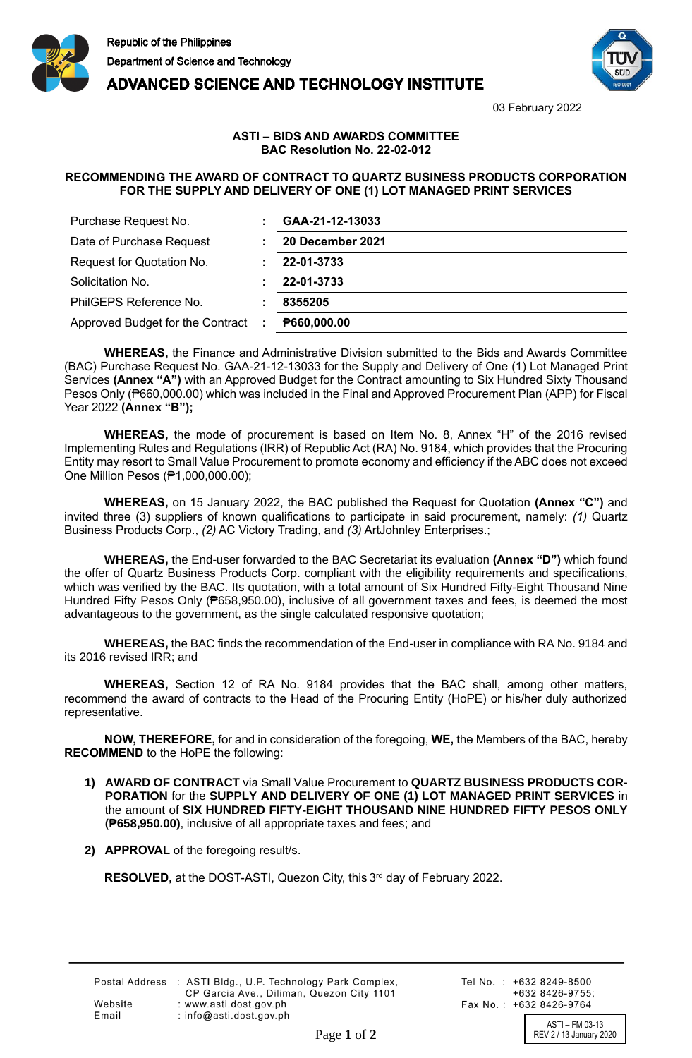Republic of the Philippines
Department of Science and Technology
**ADVANCED SCIENCE AND TECHNOLOGY INSTITUTE**

03 February 2022

**ASTI – BIDS AND AWARDS COMMITTEE**
**BAC Resolution No. 22-02-012**

**RECOMMENDING THE AWARD OF CONTRACT TO QUARTZ BUSINESS PRODUCTS CORPORATION FOR THE SUPPLY AND DELIVERY OF ONE (1) LOT MANAGED PRINT SERVICES**

| | | |
|---|---|---|
| Purchase Request No. | : | **GAA-21-12-13033** |
| Date of Purchase Request | : | **20 December 2021** |
| Request for Quotation No. | : | **22-01-3733** |
| Solicitation No. | : | **22-01-3733** |
| PhilGEPS Reference No. | : | **8355205** |
| Approved Budget for the Contract | : | **₱660,000.00** |

**WHEREAS,** the Finance and Administrative Division submitted to the Bids and Awards Committee (BAC) Purchase Request No. GAA-21-12-13033 for the Supply and Delivery of One (1) Lot Managed Print Services **(Annex "A")** with an Approved Budget for the Contract amounting to Six Hundred Sixty Thousand Pesos Only (₱660,000.00) which was included in the Final and Approved Procurement Plan (APP) for Fiscal Year 2022 **(Annex "B");**

**WHEREAS,** the mode of procurement is based on Item No. 8, Annex "H" of the 2016 revised Implementing Rules and Regulations (IRR) of Republic Act (RA) No. 9184, which provides that the Procuring Entity may resort to Small Value Procurement to promote economy and efficiency if the ABC does not exceed One Million Pesos (₱1,000,000.00);

**WHEREAS,** on 15 January 2022, the BAC published the Request for Quotation **(Annex "C")** and invited three (3) suppliers of known qualifications to participate in said procurement, namely: *(1)* Quartz Business Products Corp., *(2)* AC Victory Trading, and *(3)* ArtJohnley Enterprises.;

**WHEREAS,** the End-user forwarded to the BAC Secretariat its evaluation **(Annex "D")** which found the offer of Quartz Business Products Corp. compliant with the eligibility requirements and specifications, which was verified by the BAC. Its quotation, with a total amount of Six Hundred Fifty-Eight Thousand Nine Hundred Fifty Pesos Only (₱658,950.00), inclusive of all government taxes and fees, is deemed the most advantageous to the government, as the single calculated responsive quotation;

**WHEREAS,** the BAC finds the recommendation of the End-user in compliance with RA No. 9184 and its 2016 revised IRR; and

**WHEREAS,** Section 12 of RA No. 9184 provides that the BAC shall, among other matters, recommend the award of contracts to the Head of the Procuring Entity (HoPE) or his/her duly authorized representative.

**NOW, THEREFORE,** for and in consideration of the foregoing, **WE,** the Members of the BAC, hereby **RECOMMEND** to the HoPE the following:

1) **AWARD OF CONTRACT** via Small Value Procurement to **QUARTZ BUSINESS PRODUCTS CORPORATION** for the **SUPPLY AND DELIVERY OF ONE (1) LOT MANAGED PRINT SERVICES** in the amount of **SIX HUNDRED FIFTY-EIGHT THOUSAND NINE HUNDRED FIFTY PESOS ONLY (₱658,950.00)**, inclusive of all appropriate taxes and fees; and

2) **APPROVAL** of the foregoing result/s.

**RESOLVED,** at the DOST-ASTI, Quezon City, this 3rd day of February 2022.

Postal Address : ASTI Bldg., U.P. Technology Park Complex, CP Garcia Ave., Diliman, Quezon City 1101
Website : www.asti.dost.gov.ph
Email : info@asti.dost.gov.ph
Tel No. : +632 8249-8500 +632 8426-9755;
Fax No. : +632 8426-9764

ASTI – FM 03-13
REV 2 / 13 January 2020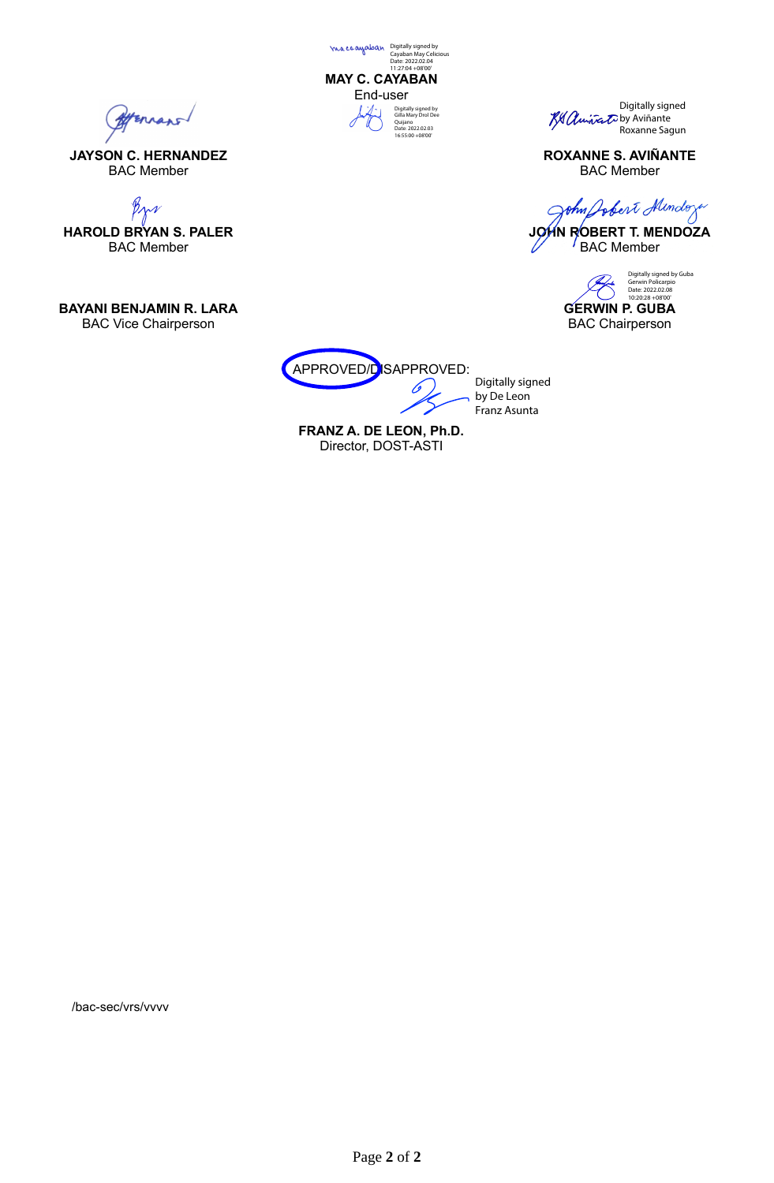Digitally signed by Cayaban May Celicious
Date: 2022.02.04 11:27:04 +08'00'

**MAY C. CAYABAN**
End-user

Digitally signed by Gilla Mary Drol Dee Quijano
Date: 2022.02.03 16:55:00 +08'00'

**JAYSON C. HERNANDEZ**
BAC Member

Digitally signed by Aviñante Roxanne Sagun

**ROXANNE S. AVIÑANTE**
BAC Member

**HAROLD BRYAN S. PALER**
BAC Member

**JOHN ROBERT T. MENDOZA**
BAC Member

**BAYANI BENJAMIN R. LARA**
BAC Vice Chairperson

Digitally signed by Guba Gerwin Policarpio
Date: 2022.02.08 10:20:28 +08'00'

**GERWIN P. GUBA**
BAC Chairperson

APPROVED/DISAPPROVED:

Digitally signed by De Leon Franz Asunta

**FRANZ A. DE LEON, Ph.D.**
Director, DOST-ASTI

/bac-sec/vrs/vvvv